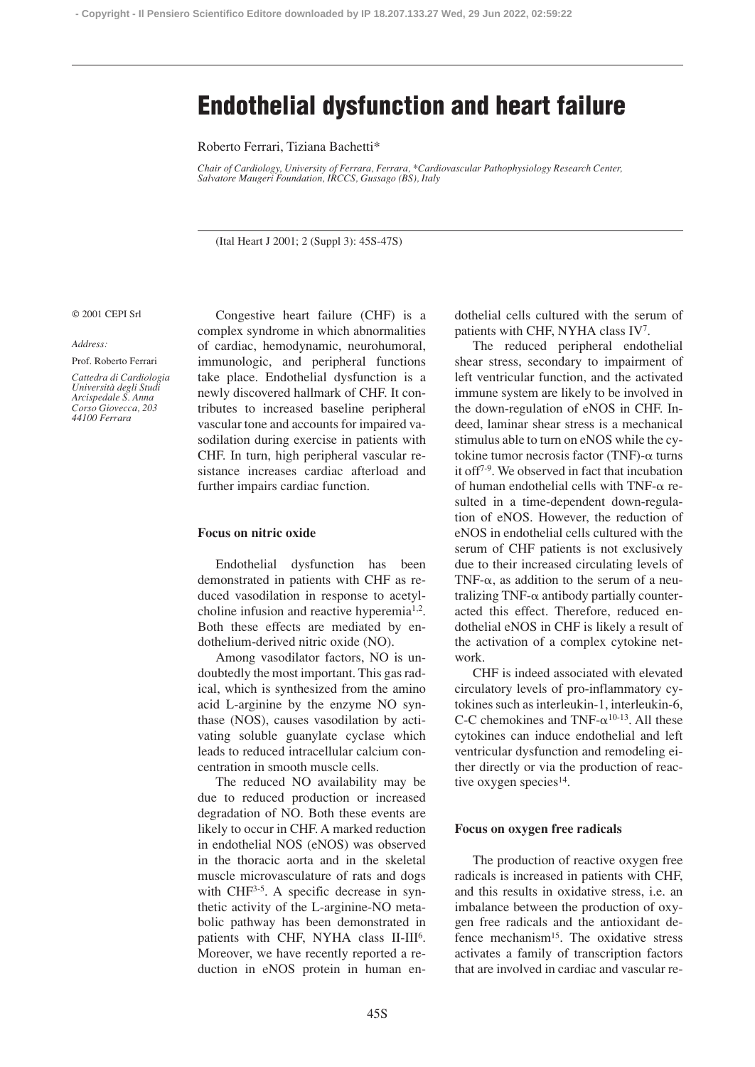# Endothelial dysfunction and heart failure

Roberto Ferrari, Tiziana Bachetti*

*Chair of Cardiology, University of Ferrara, Ferrara, \*Cardiovascular Pathophysiology Research Center, Salvatore Maugeri Foundation, IRCCS, Gussago (BS), Italy*

(Ital Heart J 2001; 2 (Suppl 3): 45S-47S)

© 2001 CEPI Srl

*Address:*

Prof. Roberto Ferrari

*Cattedra di Cardiologia*
*Università degli Studi*
*Arcispedale S. Anna*
*Corso Giovecca, 203*
*44100 Ferrara*

Congestive heart failure (CHF) is a complex syndrome in which abnormalities of cardiac, hemodynamic, neurohumoral, immunologic, and peripheral functions take place. Endothelial dysfunction is a newly discovered hallmark of CHF. It contributes to increased baseline peripheral vascular tone and accounts for impaired vasodilation during exercise in patients with CHF. In turn, high peripheral vascular resistance increases cardiac afterload and further impairs cardiac function.

#### Focus on nitric oxide

Endothelial dysfunction has been demonstrated in patients with CHF as reduced vasodilation in response to acetylcholine infusion and reactive hyperemia[1,2]. Both these effects are mediated by endothelium-derived nitric oxide (NO).

Among vasodilator factors, NO is undoubtedly the most important. This gas radical, which is synthesized from the amino acid L-arginine by the enzyme NO synthase (NOS), causes vasodilation by activating soluble guanylate cyclase which leads to reduced intracellular calcium concentration in smooth muscle cells.

The reduced NO availability may be due to reduced production or increased degradation of NO. Both these events are likely to occur in CHF. A marked reduction in endothelial NOS (eNOS) was observed in the thoracic aorta and in the skeletal muscle microvasculature of rats and dogs with CHF[3-5]. A specific decrease in synthetic activity of the L-arginine-NO metabolic pathway has been demonstrated in patients with CHF, NYHA class II-III[6]. Moreover, we have recently reported a reduction in eNOS protein in human endothelial cells cultured with the serum of patients with CHF, NYHA class IV[7].

The reduced peripheral endothelial shear stress, secondary to impairment of left ventricular function, and the activated immune system are likely to be involved in the down-regulation of eNOS in CHF. Indeed, laminar shear stress is a mechanical stimulus able to turn on eNOS while the cytokine tumor necrosis factor (TNF)-$\alpha$ turns it off[7-9]. We observed in fact that incubation of human endothelial cells with TNF-$\alpha$ resulted in a time-dependent down-regulation of eNOS. However, the reduction of eNOS in endothelial cells cultured with the serum of CHF patients is not exclusively due to their increased circulating levels of TNF-$\alpha$, as addition to the serum of a neutralizing TNF-$\alpha$ antibody partially counteracted this effect. Therefore, reduced endothelial eNOS in CHF is likely a result of the activation of a complex cytokine network.

CHF is indeed associated with elevated circulatory levels of pro-inflammatory cytokines such as interleukin-1, interleukin-6, C-C chemokines and TNF-$\alpha$[10-13]. All these cytokines can induce endothelial and left ventricular dysfunction and remodeling either directly or via the production of reactive oxygen species[14].

#### Focus on oxygen free radicals

The production of reactive oxygen free radicals is increased in patients with CHF, and this results in oxidative stress, i.e. an imbalance between the production of oxygen free radicals and the antioxidant defence mechanism[15]. The oxidative stress activates a family of transcription factors that are involved in cardiac and vascular re-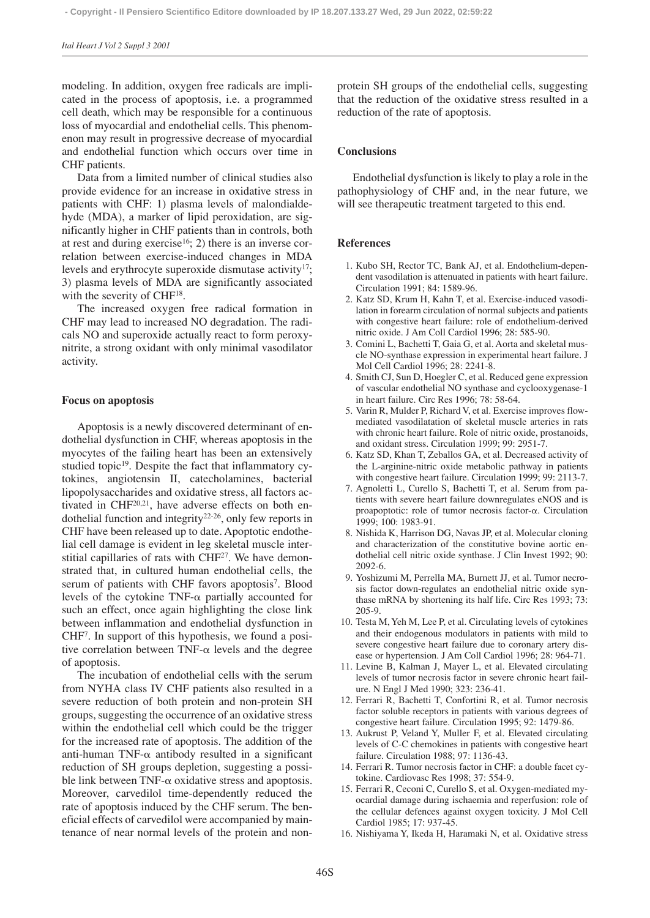modeling. In addition, oxygen free radicals are implicated in the process of apoptosis, i.e. a programmed cell death, which may be responsible for a continuous loss of myocardial and endothelial cells. This phenomenon may result in progressive decrease of myocardial and endothelial function which occurs over time in CHF patients.

Data from a limited number of clinical studies also provide evidence for an increase in oxidative stress in patients with CHF: 1) plasma levels of malondialdehyde (MDA), a marker of lipid peroxidation, are significantly higher in CHF patients than in controls, both at rest and during exercise[16]; 2) there is an inverse correlation between exercise-induced changes in MDA levels and erythrocyte superoxide dismutase activity[17]; 3) plasma levels of MDA are significantly associated with the severity of CHF[18].

The increased oxygen free radical formation in CHF may lead to increased NO degradation. The radicals NO and superoxide actually react to form peroxynitrite, a strong oxidant with only minimal vasodilator activity.

### Focus on apoptosis

Apoptosis is a newly discovered determinant of endothelial dysfunction in CHF, whereas apoptosis in the myocytes of the failing heart has been an extensively studied topic[19]. Despite the fact that inflammatory cytokines, angiotensin II, catecholamines, bacterial lipopolysaccharides and oxidative stress, all factors activated in CHF[20,21], have adverse effects on both endothelial function and integrity[22-26], only few reports in CHF have been released up to date. Apoptotic endothelial cell damage is evident in leg skeletal muscle interstitial capillaries of rats with CHF[27]. We have demonstrated that, in cultured human endothelial cells, the serum of patients with CHF favors apoptosis[7]. Blood levels of the cytokine TNF-$\alpha$ partially accounted for such an effect, once again highlighting the close link between inflammation and endothelial dysfunction in CHF[7]. In support of this hypothesis, we found a positive correlation between TNF-$\alpha$ levels and the degree of apoptosis.

The incubation of endothelial cells with the serum from NYHA class IV CHF patients also resulted in a severe reduction of both protein and non-protein SH groups, suggesting the occurrence of an oxidative stress within the endothelial cell which could be the trigger for the increased rate of apoptosis. The addition of the anti-human TNF-$\alpha$ antibody resulted in a significant reduction of SH groups depletion, suggesting a possible link between TNF-$\alpha$ oxidative stress and apoptosis. Moreover, carvedilol time-dependently reduced the rate of apoptosis induced by the CHF serum. The beneficial effects of carvedilol were accompanied by maintenance of near normal levels of the protein and non-protein SH groups of the endothelial cells, suggesting that the reduction of the oxidative stress resulted in a reduction of the rate of apoptosis.

### Conclusions

Endothelial dysfunction is likely to play a role in the pathophysiology of CHF and, in the near future, we will see therapeutic treatment targeted to this end.

### References

1. Kubo SH, Rector TC, Bank AJ, et al. Endothelium-dependent vasodilation is attenuated in patients with heart failure. Circulation 1991; 84: 1589-96.
2. Katz SD, Krum H, Kahn T, et al. Exercise-induced vasodilation in forearm circulation of normal subjects and patients with congestive heart failure: role of endothelium-derived nitric oxide. J Am Coll Cardiol 1996; 28: 585-90.
3. Comini L, Bachetti T, Gaia G, et al. Aorta and skeletal muscle NO-synthase expression in experimental heart failure. J Mol Cell Cardiol 1996; 28: 2241-8.
4. Smith CJ, Sun D, Hoegler C, et al. Reduced gene expression of vascular endothelial NO synthase and cyclooxygenase-1 in heart failure. Circ Res 1996; 78: 58-64.
5. Varin R, Mulder P, Richard V, et al. Exercise improves flow-mediated vasodilatation of skeletal muscle arteries in rats with chronic heart failure. Role of nitric oxide, prostanoids, and oxidant stress. Circulation 1999; 99: 2951-7.
6. Katz SD, Khan T, Zeballos GA, et al. Decreased activity of the L-arginine-nitric oxide metabolic pathway in patients with congestive heart failure. Circulation 1999; 99: 2113-7.
7. Agnoletti L, Curello S, Bachetti T, et al. Serum from patients with severe heart failure downregulates eNOS and is proapoptotic: role of tumor necrosis factor-$\alpha$. Circulation 1999; 100: 1983-91.
8. Nishida K, Harrison DG, Navas JP, et al. Molecular cloning and characterization of the constitutive bovine aortic endothelial cell nitric oxide synthase. J Clin Invest 1992; 90: 2092-6.
9. Yoshizumi M, Perrella MA, Burnett JJ, et al. Tumor necrosis factor down-regulates an endothelial nitric oxide synthase mRNA by shortening its half life. Circ Res 1993; 73: 205-9.
10. Testa M, Yeh M, Lee P, et al. Circulating levels of cytokines and their endogenous modulators in patients with mild to severe congestive heart failure due to coronary artery disease or hypertension. J Am Coll Cardiol 1996; 28: 964-71.
11. Levine B, Kalman J, Mayer L, et al. Elevated circulating levels of tumor necrosis factor in severe chronic heart failure. N Engl J Med 1990; 323: 236-41.
12. Ferrari R, Bachetti T, Confortini R, et al. Tumor necrosis factor soluble receptors in patients with various degrees of congestive heart failure. Circulation 1995; 92: 1479-86.
13. Aukrust P, Veland Y, Muller F, et al. Elevated circulating levels of C-C chemokines in patients with congestive heart failure. Circulation 1988; 97: 1136-43.
14. Ferrari R. Tumor necrosis factor in CHF: a double facet cytokine. Cardiovasc Res 1998; 37: 554-9.
15. Ferrari R, Ceconi C, Curello S, et al. Oxygen-mediated myocardial damage during ischaemia and reperfusion: role of the cellular defences against oxygen toxicity. J Mol Cell Cardiol 1985; 17: 937-45.
16. Nishiyama Y, Ikeda H, Haramaki N, et al. Oxidative stress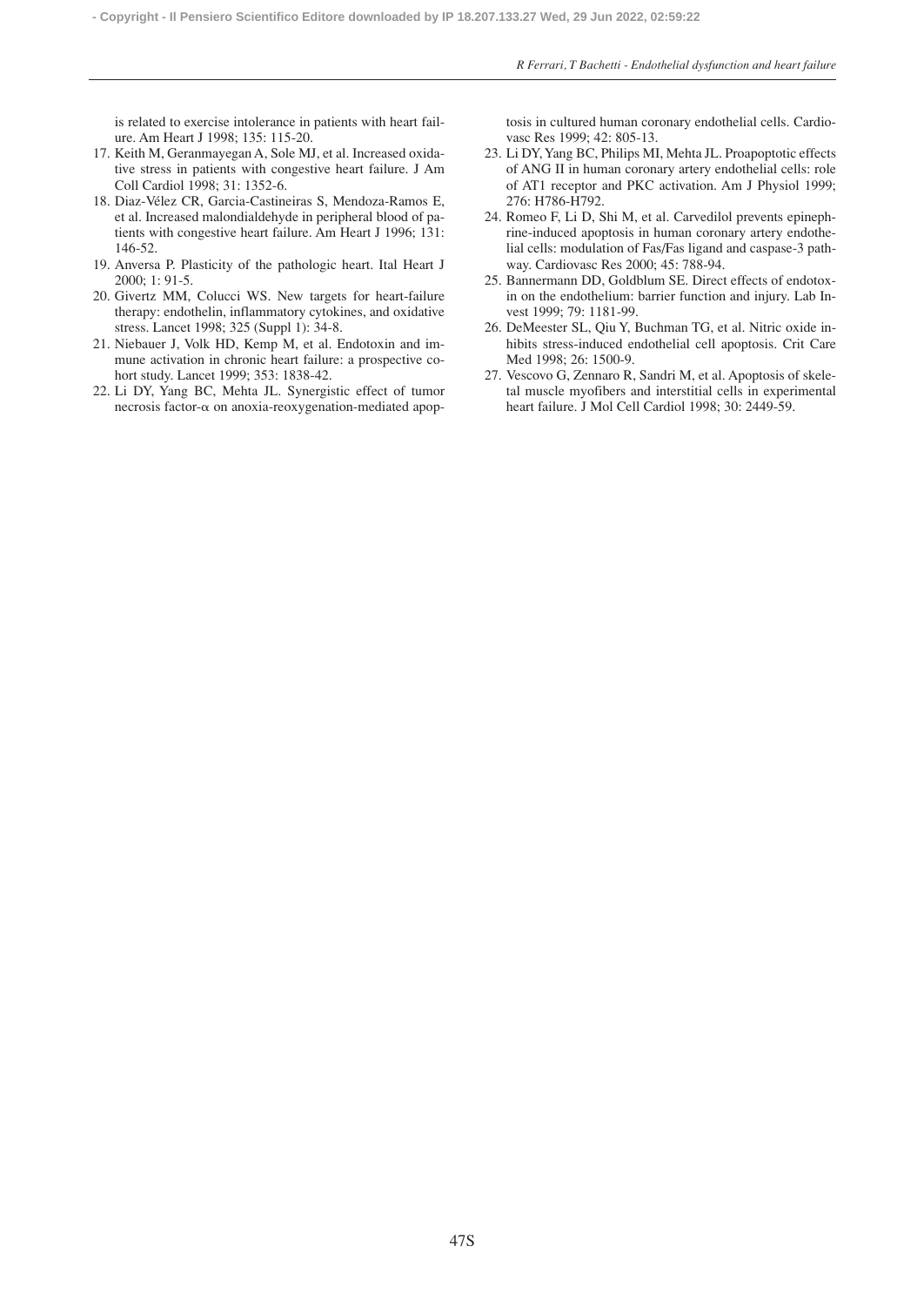is related to exercise intolerance in patients with heart failure. Am Heart J 1998; 135: 115-20.

17. Keith M, Geranmayegan A, Sole MJ, et al. Increased oxidative stress in patients with congestive heart failure. J Am Coll Cardiol 1998; 31: 1352-6.
18. Diaz-Vélez CR, Garcia-Castineiras S, Mendoza-Ramos E, et al. Increased malondialdehyde in peripheral blood of patients with congestive heart failure. Am Heart J 1996; 131: 146-52.
19. Anversa P. Plasticity of the pathologic heart. Ital Heart J 2000; 1: 91-5.
20. Givertz MM, Colucci WS. New targets for heart-failure therapy: endothelin, inflammatory cytokines, and oxidative stress. Lancet 1998; 325 (Suppl 1): 34-8.
21. Niebauer J, Volk HD, Kemp M, et al. Endotoxin and immune activation in chronic heart failure: a prospective cohort study. Lancet 1999; 353: 1838-42.
22. Li DY, Yang BC, Mehta JL. Synergistic effect of tumor necrosis factor-$\alpha$ on anoxia-reoxygenation-mediated apoptosis in cultured human coronary endothelial cells. Cardiovasc Res 1999; 42: 805-13.
23. Li DY, Yang BC, Philips MI, Mehta JL. Proapoptotic effects of ANG II in human coronary artery endothelial cells: role of AT1 receptor and PKC activation. Am J Physiol 1999; 276: H786-H792.
24. Romeo F, Li D, Shi M, et al. Carvedilol prevents epinephrine-induced apoptosis in human coronary artery endothelial cells: modulation of Fas/Fas ligand and caspase-3 pathway. Cardiovasc Res 2000; 45: 788-94.
25. Bannermann DD, Goldblum SE. Direct effects of endotoxin on the endothelium: barrier function and injury. Lab Invest 1999; 79: 1181-99.
26. DeMeester SL, Qiu Y, Buchman TG, et al. Nitric oxide inhibits stress-induced endothelial cell apoptosis. Crit Care Med 1998; 26: 1500-9.
27. Vescovo G, Zennaro R, Sandri M, et al. Apoptosis of skeletal muscle myofibers and interstitial cells in experimental heart failure. J Mol Cell Cardiol 1998; 30: 2449-59.